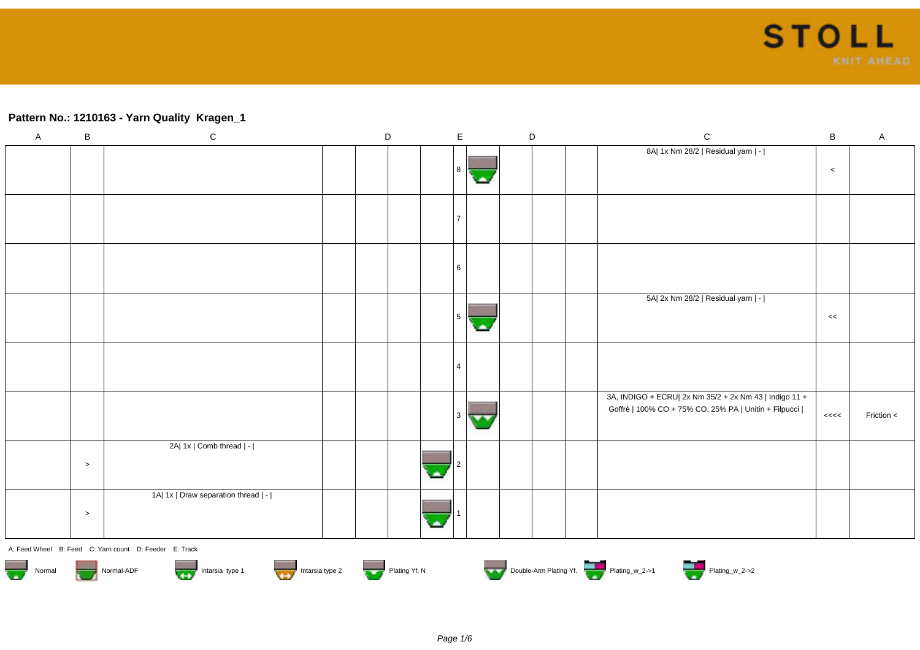## Pattern No.: 1210163 - Yarn Quality  Kragen_1

| A | B | C | D | | | | E | | D | | | C | B | A |
|---|---|---|---|---|---|---|---|---|---|---|---|---|---|---|
| | | | | | | | 8 | | | | | 8A\| 1x Nm 28/2 \| Residual yarn \| - \| | < | |
| | | | | | | | 7 | | | | | | | |
| | | | | | | | 6 | | | | | | | |
| | | | | | | | 5 | | | | | 5A\| 2x Nm 28/2 \| Residual yarn \| - \| | << | |
| | | | | | | | 4 | | | | | | | |
| | | | | | | | 3 | | | | | 3A, INDIGO + ECRU\| 2x Nm 35/2 + 2x Nm 43 \| Indigo 11 + Goffrè \| 100% CO + 75% CO, 25% PA \| Unitin + Filpucci \| | <<<< | Friction < |
| | > | 2A\| 1x \| Comb thread \| - \| | | | | | 2 | | | | | | | |
| | > | 1A\| 1x \| Draw separation thread \| - \| | | | | | 1 | | | | | | | |

A: Feed Wheel   B: Feed   C: Yarn count   D: Feeder   E: Track

Normal   Normal-ADF   Intarsia type 1   Intarsia type 2   Plating Yf. N   Double-Arm Plating Yf.   Plating_w_2->1   Plating_w_2->2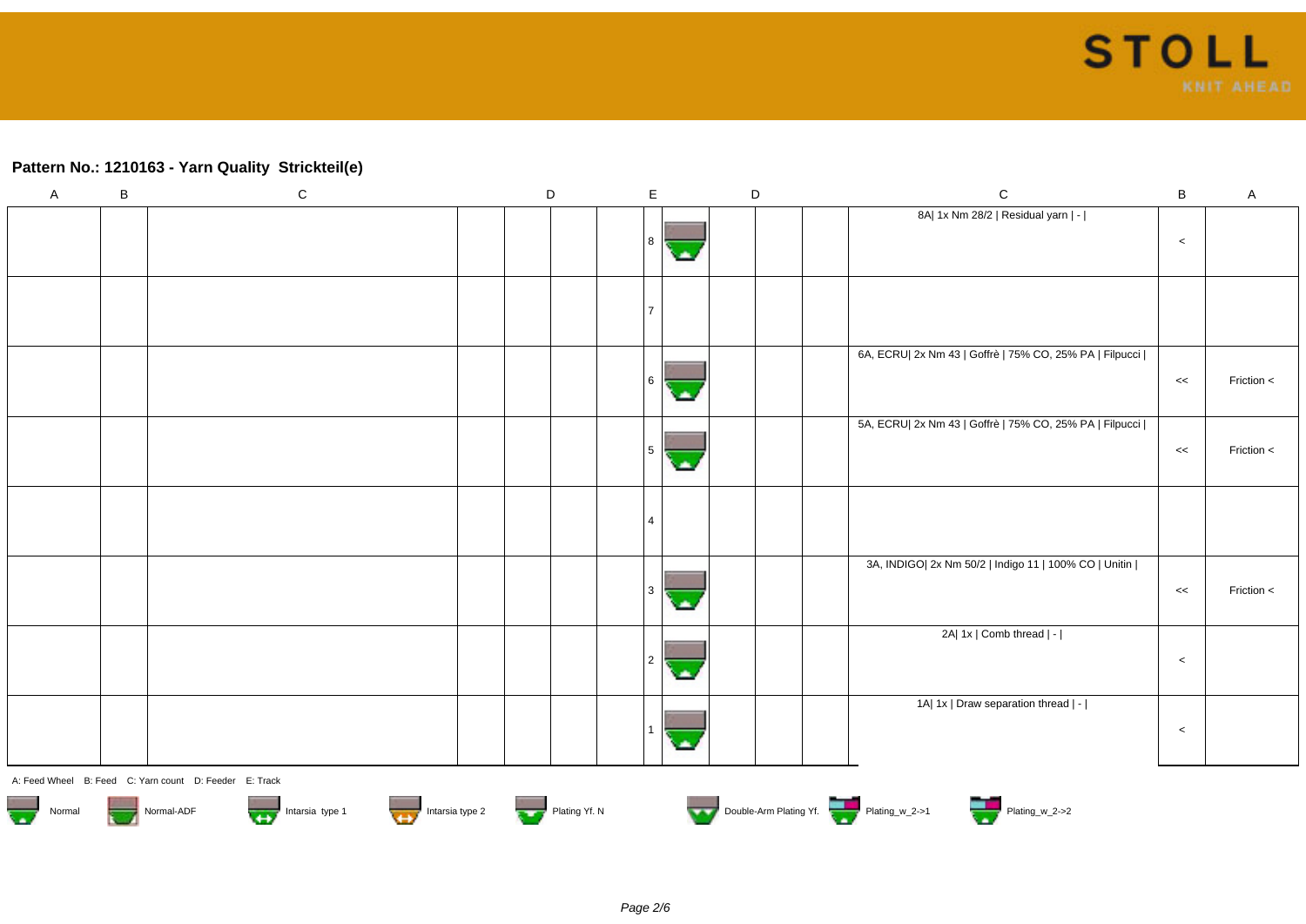**Pattern No.: 1210163 - Yarn Quality Strickteil(e)**

| A | B | C | | D | | E | | D | | C | B | A |
|---|---|---|---|---|---|---|---|---|---|---|---|---|
| | | | | | | 8 | | | | 8A\| 1x Nm 28/2 \| Residual yarn \| - \| | < | |
| | | | | | | 7 | | | | | | |
| | | | | | | 6 | | | | 6A, ECRU\| 2x Nm 43 \| Goffrè \| 75% CO, 25% PA \| Filpucci \| | << | Friction < |
| | | | | | | 5 | | | | 5A, ECRU\| 2x Nm 43 \| Goffrè \| 75% CO, 25% PA \| Filpucci \| | << | Friction < |
| | | | | | | 4 | | | | | | |
| | | | | | | 3 | | | | 3A, INDIGO\| 2x Nm 50/2 \| Indigo 11 \| 100% CO \| Unitin \| | << | Friction < |
| | | | | | | 2 | | | | 2A\| 1x \| Comb thread \| - \| | < | |
| | | | | | | 1 | | | | 1A\| 1x \| Draw separation thread \| - \| | < | |

A: Feed Wheel B: Feed C: Yarn count D: Feeder E: Track

Normal Normal-ADF Intarsia type 1 Intarsia type 2 Plating Yf. N Double-Arm Plating Yf. Plating_w_2->1 Plating_w_2->2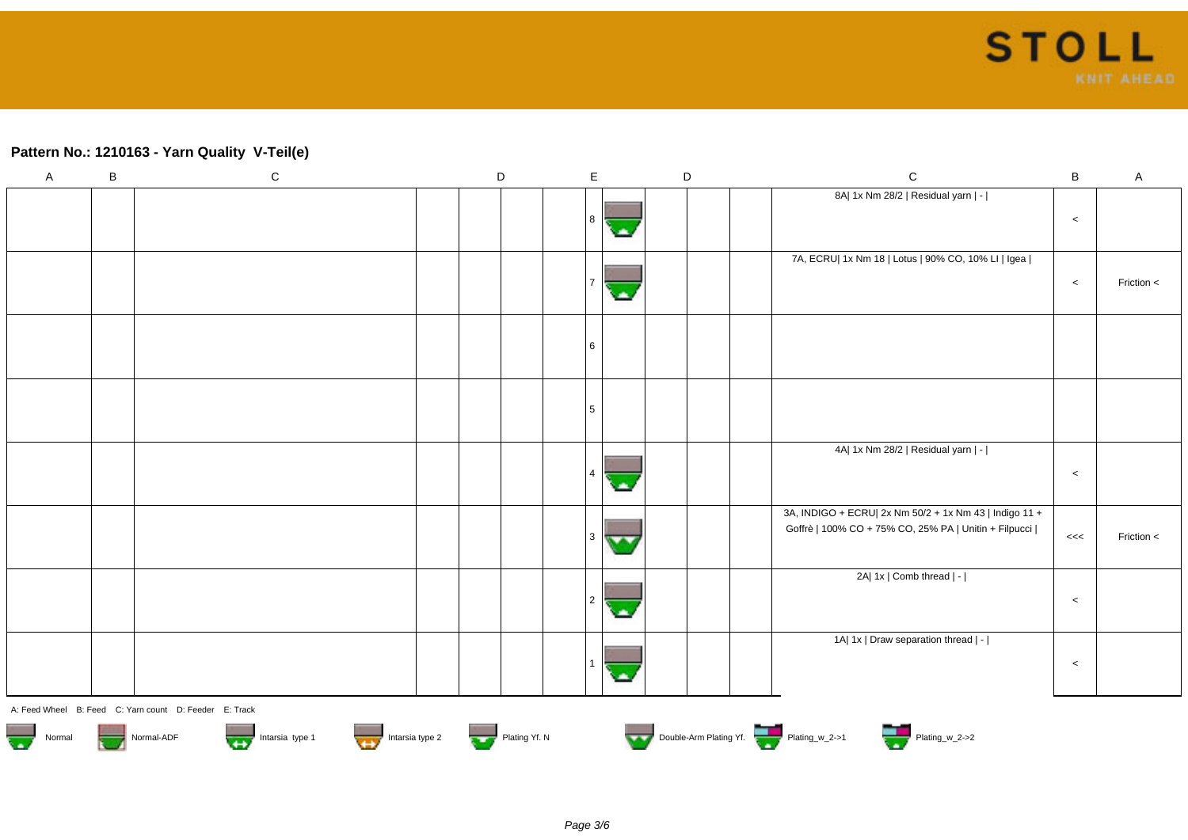**Pattern No.: 1210163 - Yarn Quality V-Teil(e)**

| A | B | C | D | | | E | | D | | | C | B | A |
|---|---|---|---|---|---|---|---|---|---|---|---|---|---|
| | | | | | | 8 | | | | | 8A\| 1x Nm 28/2 \| Residual yarn \| - \| | < | |
| | | | | | | 7 | | | | | 7A, ECRU\| 1x Nm 18 \| Lotus \| 90% CO, 10% LI \| Igea \| | < | Friction < |
| | | | | | | 6 | | | | | | | |
| | | | | | | 5 | | | | | | | |
| | | | | | | 4 | | | | | 4A\| 1x Nm 28/2 \| Residual yarn \| - \| | < | |
| | | | | | | 3 | | | | | 3A, INDIGO + ECRU\| 2x Nm 50/2 + 1x Nm 43 \| Indigo 11 + Goffrè \| 100% CO + 75% CO, 25% PA \| Unitin + Filpucci \| | <<< | Friction < |
| | | | | | | 2 | | | | | 2A\| 1x \| Comb thread \| - \| | < | |
| | | | | | | 1 | | | | | 1A\| 1x \| Draw separation thread \| - \| | < | |

A: Feed Wheel B: Feed C: Yarn count D: Feeder E: Track

Normal Normal-ADF Intarsia type 1 Intarsia type 2 Plating Yf. N Double-Arm Plating Yf. Plating_w_2->1 Plating_w_2->2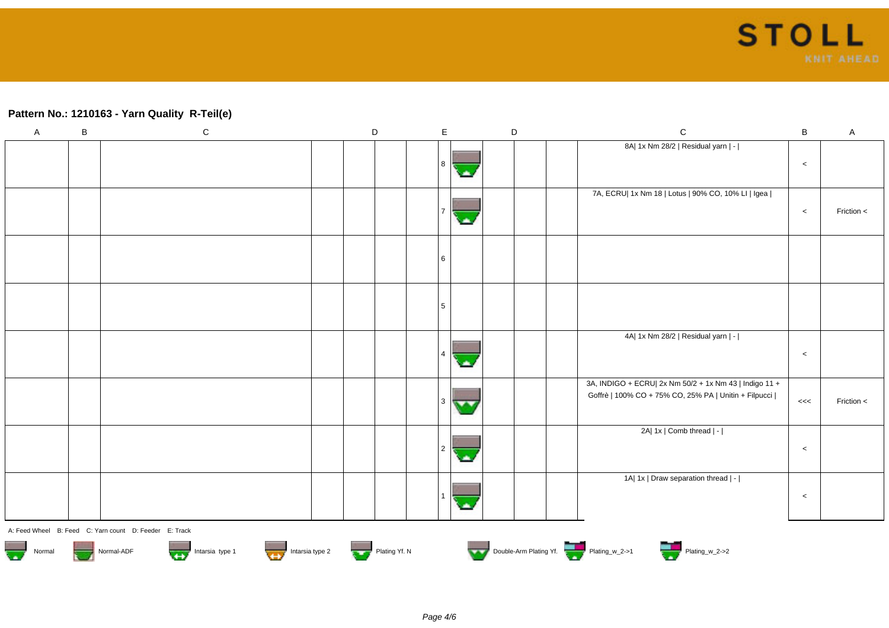## Pattern No.: 1210163 - Yarn Quality R-Teil(e)

| A | B | C | D | | | E | | D | | | C | B | A |
|---|---|---|---|---|---|---|---|---|---|---|---|---|---|
| | | | | | | 8 | | | | | 8A\| 1x Nm 28/2 \| Residual yarn \| - \| | < | |
| | | | | | | 7 | | | | | 7A, ECRU\| 1x Nm 18 \| Lotus \| 90% CO, 10% LI \| Igea \| | < | Friction < |
| | | | | | | 6 | | | | | | | |
| | | | | | | 5 | | | | | | | |
| | | | | | | 4 | | | | | 4A\| 1x Nm 28/2 \| Residual yarn \| - \| | < | |
| | | | | | | 3 | | | | | 3A, INDIGO + ECRU\| 2x Nm 50/2 + 1x Nm 43 \| Indigo 11 + Goffrè \| 100% CO + 75% CO, 25% PA \| Unitin + Filpucci \| | <<< | Friction < |
| | | | | | | 2 | | | | | 2A\| 1x \| Comb thread \| - \| | < | |
| | | | | | | 1 | | | | | 1A\| 1x \| Draw separation thread \| - \| | < | |

A: Feed Wheel B: Feed C: Yarn count D: Feeder E: Track

Normal Normal-ADF Intarsia type 1 Intarsia type 2 Plating Yf. N Double-Arm Plating Yf. Plating_w_2->1 Plating_w_2->2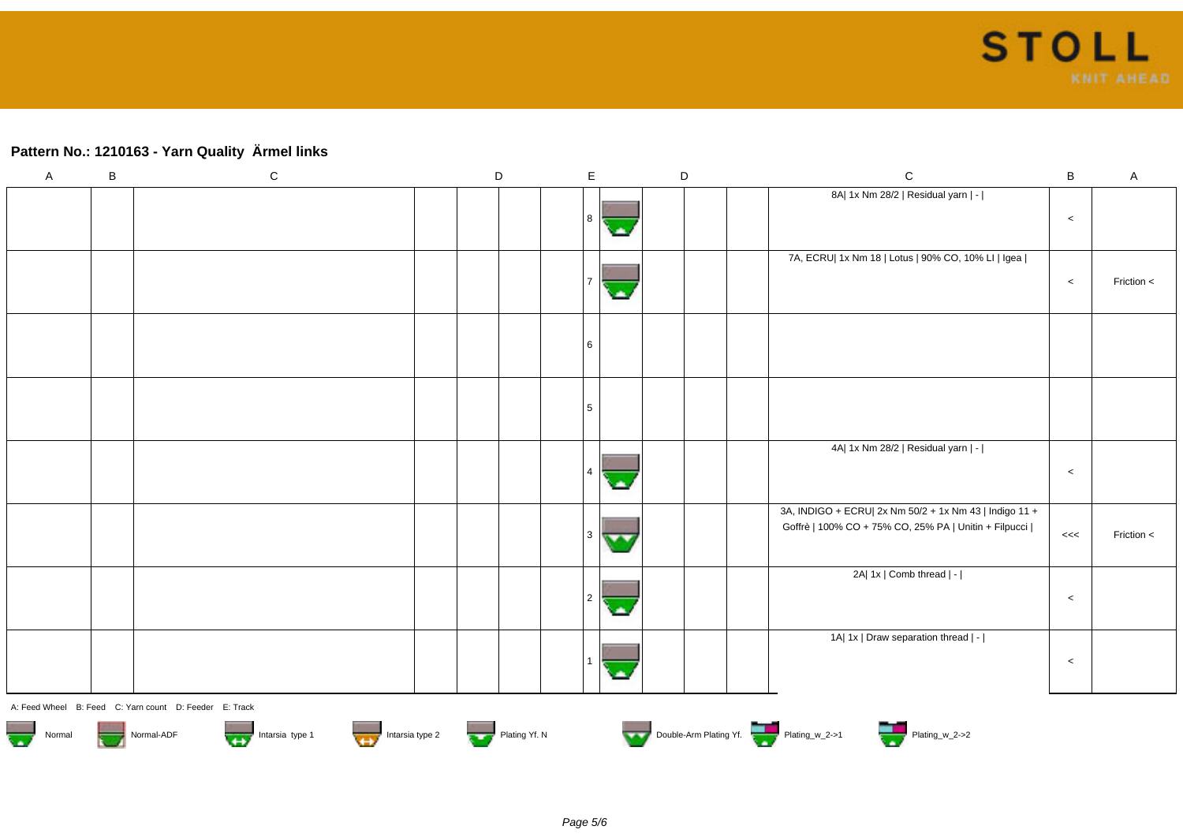## Pattern No.: 1210163 - Yarn Quality  Ärmel links

| A | B | C | D | | | E | | D | | | C | B | A |
|---|---|---|---|---|---|---|---|---|---|---|---|---|---|
| | | | | | | 8 | | | | | 8A\| 1x Nm 28/2 \| Residual yarn \| - \| | < | |
| | | | | | | 7 | | | | | 7A, ECRU\| 1x Nm 18 \| Lotus \| 90% CO, 10% LI \| Igea \| | < | Friction < |
| | | | | | | 6 | | | | | | | |
| | | | | | | 5 | | | | | | | |
| | | | | | | 4 | | | | | 4A\| 1x Nm 28/2 \| Residual yarn \| - \| | < | |
| | | | | | | 3 | | | | | 3A, INDIGO + ECRU\| 2x Nm 50/2 + 1x Nm 43 \| Indigo 11 + Goffrè \| 100% CO + 75% CO, 25% PA \| Unitin + Filpucci \| | <<< | Friction < |
| | | | | | | 2 | | | | | 2A\| 1x \| Comb thread \| - \| | < | |
| | | | | | | 1 | | | | | 1A\| 1x \| Draw separation thread \| - \| | < | |

A: Feed Wheel   B: Feed   C: Yarn count   D: Feeder   E: Track

Normal   Normal-ADF   Intarsia type 1   Intarsia type 2   Plating Yf. N   Double-Arm Plating Yf.   Plating_w_2->1   Plating_w_2->2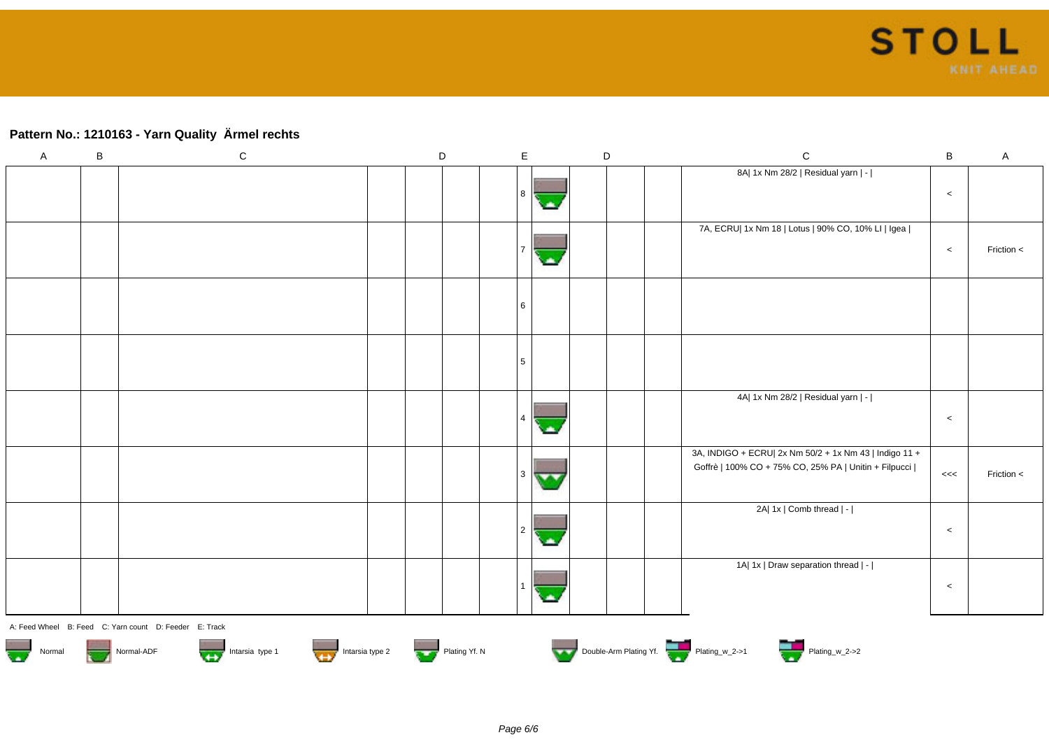## Pattern No.: 1210163 - Yarn Quality Ärmel rechts

| A | B | C | D | | | E | | D | | | C | B | A |
|---|---|---|---|---|---|---|---|---|---|---|---|---|---|
| | | | | | | 8 | | | | | 8A\| 1x Nm 28/2 \| Residual yarn \| - \| | < | |
| | | | | | | 7 | | | | | 7A, ECRU\| 1x Nm 18 \| Lotus \| 90% CO, 10% LI \| Igea \| | < | Friction < |
| | | | | | | 6 | | | | | | | |
| | | | | | | 5 | | | | | | | |
| | | | | | | 4 | | | | | 4A\| 1x Nm 28/2 \| Residual yarn \| - \| | < | |
| | | | | | | 3 | | | | | 3A, INDIGO + ECRU\| 2x Nm 50/2 + 1x Nm 43 \| Indigo 11 + Goffrè \| 100% CO + 75% CO, 25% PA \| Unitin + Filpucci \| | <<< | Friction < |
| | | | | | | 2 | | | | | 2A\| 1x \| Comb thread \| - \| | < | |
| | | | | | | 1 | | | | | 1A\| 1x \| Draw separation thread \| - \| | < | |

A: Feed Wheel B: Feed C: Yarn count D: Feeder E: Track

Normal Normal-ADF Intarsia type 1 Intarsia type 2 Plating Yf. N Double-Arm Plating Yf. Plating_w_2->1 Plating_w_2->2